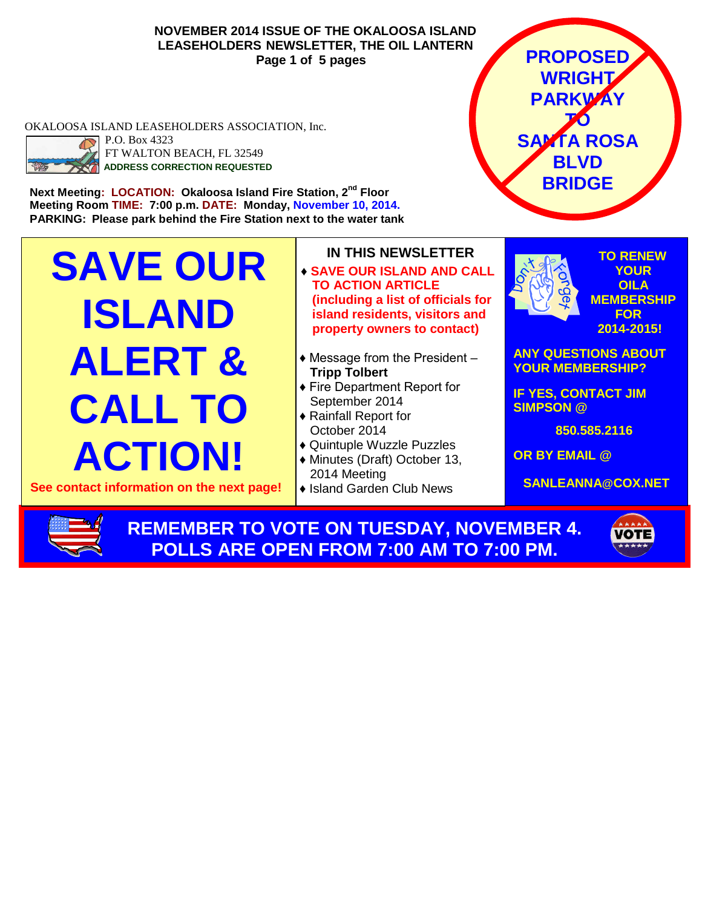**NOVEMBER 2014 ISSUE OF THE OKALOOSA ISLAND LEASEHOLDERS NEWSLETTER, THE OIL LANTERN**
**Page 1 of 5 pages**

**PROPOSED WRIGHT PARKWAY TO SANTA ROSA BLVD BRIDGE**

OKALOOSA ISLAND LEASEHOLDERS ASSOCIATION, Inc.
P.O. Box 4323
FT WALTON BEACH, FL 32549
**ADDRESS CORRECTION REQUESTED**

**Next Meeting: LOCATION: Okaloosa Island Fire Station, 2nd Floor Meeting Room TIME: 7:00 p.m. DATE: Monday, November 10, 2014.**
**PARKING: Please park behind the Fire Station next to the water tank**

# SAVE OUR ISLAND ALERT & CALL TO ACTION!

**See contact information on the next page!**

## IN THIS NEWSLETTER

- **SAVE OUR ISLAND AND CALL TO ACTION ARTICLE (including a list of officials for island residents, visitors and property owners to contact)**
- Message from the President – **Tripp Tolbert**
- Fire Department Report for September 2014
- Rainfall Report for October 2014
- Quintuple Wuzzle Puzzles
- Minutes (Draft) October 13, 2014 Meeting
- Island Garden Club News

Don't Forget

**TO RENEW YOUR OILA MEMBERSHIP FOR 2014-2015!**

**ANY QUESTIONS ABOUT YOUR MEMBERSHIP?**

**IF YES, CONTACT JIM SIMPSON @**

**850.585.2116**

**OR BY EMAIL @**

**SANLEANNA@COX.NET**

**REMEMBER TO VOTE ON TUESDAY, NOVEMBER 4. POLLS ARE OPEN FROM 7:00 AM TO 7:00 PM.**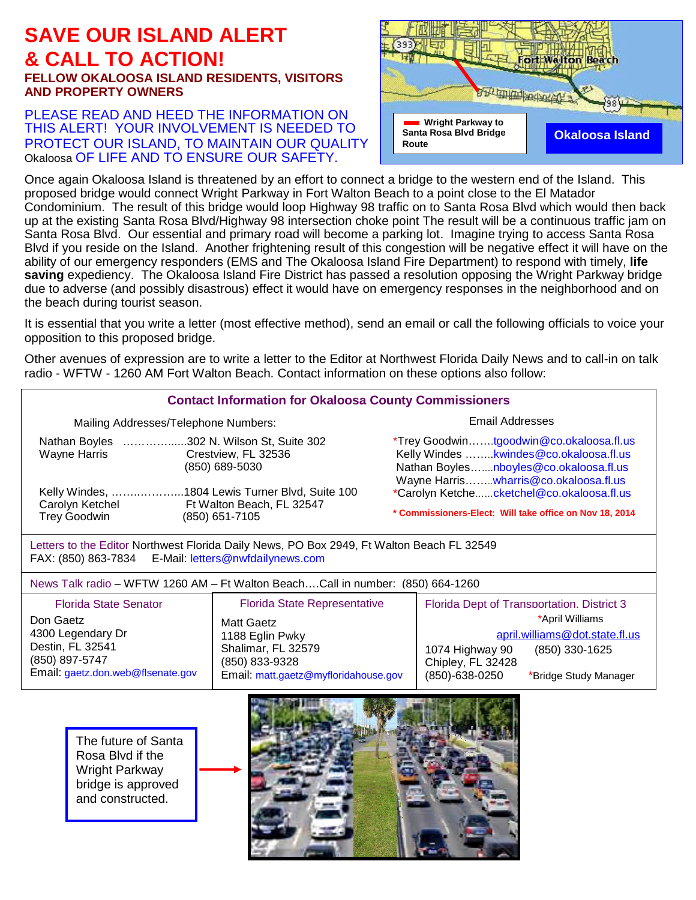# SAVE OUR ISLAND ALERT & CALL TO ACTION!

**FELLOW OKALOOSA ISLAND RESIDENTS, VISITORS AND PROPERTY OWNERS**

PLEASE READ AND HEED THE INFORMATION ON THIS ALERT! YOUR INVOLVEMENT IS NEEDED TO PROTECT OUR ISLAND, TO MAINTAIN OUR QUALITY Okaloosa OF LIFE AND TO ENSURE OUR SAFETY.

Wright Parkway to Santa Rosa Blvd Bridge Route

Okaloosa Island

Once again Okaloosa Island is threatened by an effort to connect a bridge to the western end of the Island. This proposed bridge would connect Wright Parkway in Fort Walton Beach to a point close to the El Matador Condominium. The result of this bridge would loop Highway 98 traffic on to Santa Rosa Blvd which would then back up at the existing Santa Rosa Blvd/Highway 98 intersection choke point The result will be a continuous traffic jam on Santa Rosa Blvd. Our essential and primary road will become a parking lot. Imagine trying to access Santa Rosa Blvd if you reside on the Island. Another frightening result of this congestion will be negative effect it will have on the ability of our emergency responders (EMS and The Okaloosa Island Fire Department) to respond with timely, **life saving** expediency. The Okaloosa Island Fire District has passed a resolution opposing the Wright Parkway bridge due to adverse (and possibly disastrous) effect it would have on emergency responses in the neighborhood and on the beach during tourist season.

It is essential that you write a letter (most effective method), send an email or call the following officials to voice your opposition to this proposed bridge.

Other avenues of expression are to write a letter to the Editor at Northwest Florida Daily News and to call-in on talk radio - WFTW - 1260 AM Fort Walton Beach. Contact information on these options also follow:

## Contact Information for Okaloosa County Commissioners

| Mailing Addresses/Telephone Numbers: | | Email Addresses |
|---|---|---|
| Nathan Boyles<br>Wayne Harris | 302 N. Wilson St, Suite 302<br>Crestview, FL 32536<br>(850) 689-5030 | *Trey Goodwin……tgoodwin@co.okaloosa.fl.us<br>Kelly Windes ……kwindes@co.okaloosa.fl.us<br>Nathan Boyles……nboyles@co.okaloosa.fl.us<br>Wayne Harris……wharris@co.okaloosa.fl.us |
| Kelly Windes,<br>Carolyn Ketchel<br>Trey Goodwin | 1804 Lewis Turner Blvd, Suite 100<br>Ft Walton Beach, FL 32547<br>(850) 651-7105 | *Carolyn Ketche……cketchel@co.okaloosa.fl.us<br>**\* Commissioners-Elect: Will take office on Nov 18, 2014** |

Letters to the Editor Northwest Florida Daily News, PO Box 2949, Ft Walton Beach FL 32549
FAX: (850) 863-7834 E-Mail: letters@nwfdailynews.com

News Talk radio – WFTW 1260 AM – Ft Walton Beach….Call in number: (850) 664-1260

| Florida State Senator | Florida State Representative | Florida Dept of Transportation, District 3 |
|---|---|---|
| Don Gaetz<br>4300 Legendary Dr<br>Destin, FL 32541<br>(850) 897-5747<br>Email: gaetz.don.web@flsenate.gov | Matt Gaetz<br>1188 Eglin Pkwy<br>Shalimar, FL 32579<br>(850) 833-9328<br>Email: matt.gaetz@myfloridahouse.gov | *April Williams<br>april.williams@dot.state.fl.us<br>1074 Highway 90 (850) 330-1625<br>Chipley, FL 32428<br>(850)-638-0250 *Bridge Study Manager |

The future of Santa Rosa Blvd if the Wright Parkway bridge is approved and constructed.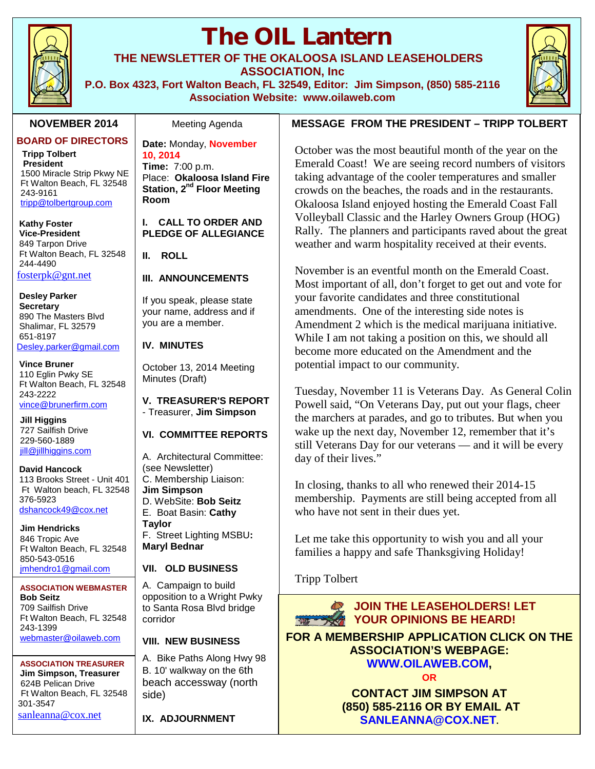# The OIL Lantern

**THE NEWSLETTER OF THE OKALOOSA ISLAND LEASEHOLDERS ASSOCIATION, Inc**

**P.O. Box 4323, Fort Walton Beach, FL 32549, Editor: Jim Simpson, (850) 585-2116**

**Association Website: www.oilaweb.com**

## NOVEMBER 2014

### BOARD OF DIRECTORS

**Tripp Tolbert**
**President**
1500 Miracle Strip Pkwy NE
Ft Walton Beach, FL 32548
243-9161
tripp@tolbertgroup.com

**Kathy Foster**
**Vice-President**
849 Tarpon Drive
Ft Walton Beach, FL 32548
244-4490
fosterpk@gnt.net

**Desley Parker**
**Secretary**
890 The Masters Blvd
Shalimar, FL 32579
651-8197
Desley.parker@gmail.com

**Vince Bruner**
110 Eglin Pwky SE
Ft Walton Beach, FL 32548
243-2222
vince@brunerfirm.com

**Jill Higgins**
727 Sailfish Drive
229-560-1889
jill@jillhiggins.com

**David Hancock**
113 Brooks Street - Unit 401
Ft Walton beach, FL 32548
376-5923
dshancock49@cox.net

**Jim Hendricks**
846 Tropic Ave
Ft Walton Beach, FL 32548
850-543-0516
jmhendro1@gmail.com

**ASSOCIATION WEBMASTER**
**Bob Seitz**
709 Sailfish Drive
Ft Walton Beach, FL 32548
243-1399
webmaster@oilaweb.com

**ASSOCIATION TREASURER**
**Jim Simpson, Treasurer**
624B Pelican Drive
Ft Walton Beach, FL 32548
301-3547
sanleanna@cox.net

## Meeting Agenda

**Date:** Monday, **November 10, 2014**
**Time:** 7:00 p.m.
Place: **Okaloosa Island Fire Station, 2nd Floor Meeting Room**

**I. CALL TO ORDER AND PLEDGE OF ALLEGIANCE**

**II. ROLL**

**III. ANNOUNCEMENTS**

If you speak, please state your name, address and if you are a member.

**IV. MINUTES**

October 13, 2014 Meeting Minutes (Draft)

**V. TREASURER'S REPORT**
- Treasurer, **Jim Simpson**

**VI. COMMITTEE REPORTS**

A. Architectural Committee: (see Newsletter)
C. Membership Liaison: **Jim Simpson**
D. WebSite: **Bob Seitz**
E. Boat Basin: **Cathy Taylor**
F. Street Lighting MSBU**:** **Maryl Bednar**

**VII. OLD BUSINESS**

A. Campaign to build opposition to a Wright Pwky to Santa Rosa Blvd bridge corridor

**VIII. NEW BUSINESS**

A. Bike Paths Along Hwy 98
B. 10' walkway on the 6th beach accessway (north side)

**IX. ADJOURNMENT**

## MESSAGE FROM THE PRESIDENT – TRIPP TOLBERT

October was the most beautiful month of the year on the Emerald Coast! We are seeing record numbers of visitors taking advantage of the cooler temperatures and smaller crowds on the beaches, the roads and in the restaurants. Okaloosa Island enjoyed hosting the Emerald Coast Fall Volleyball Classic and the Harley Owners Group (HOG) Rally. The planners and participants raved about the great weather and warm hospitality received at their events.

November is an eventful month on the Emerald Coast. Most important of all, don't forget to get out and vote for your favorite candidates and three constitutional amendments. One of the interesting side notes is Amendment 2 which is the medical marijuana initiative. While I am not taking a position on this, we should all become more educated on the Amendment and the potential impact to our community.

Tuesday, November 11 is Veterans Day. As General Colin Powell said, "On Veterans Day, put out your flags, cheer the marchers at parades, and go to tributes. But when you wake up the next day, November 12, remember that it's still Veterans Day for our veterans — and it will be every day of their lives."

In closing, thanks to all who renewed their 2014-15 membership. Payments are still being accepted from all who have not sent in their dues yet.

Let me take this opportunity to wish you and all your families a happy and safe Thanksgiving Holiday!

Tripp Tolbert

**JOIN THE LEASEHOLDERS! LET YOUR OPINIONS BE HEARD!**

**FOR A MEMBERSHIP APPLICATION CLICK ON THE ASSOCIATION'S WEBPAGE:**
**WWW.OILAWEB.COM,**

**OR**

**CONTACT JIM SIMPSON AT (850) 585-2116 OR BY EMAIL AT SANLEANNA@COX.NET.**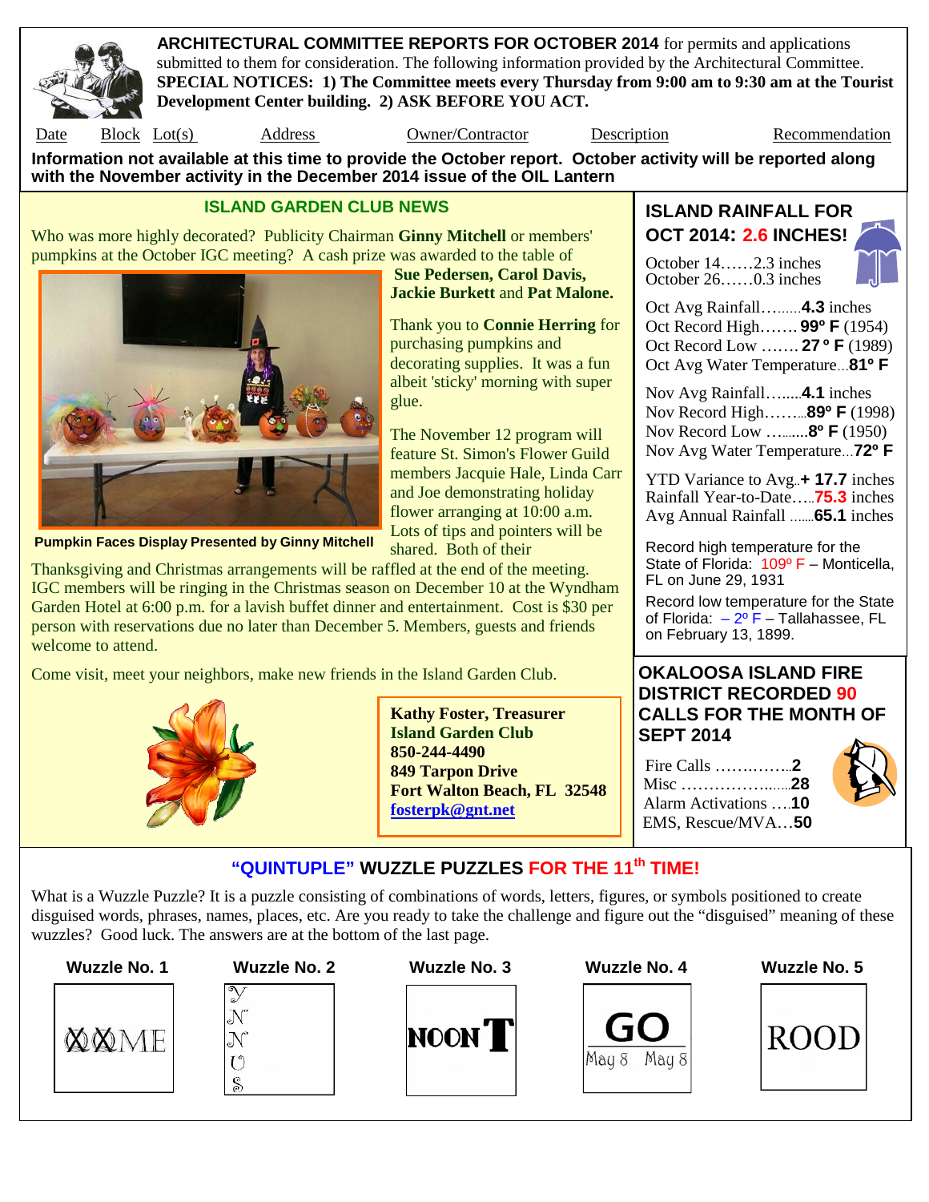**ARCHITECTURAL COMMITTEE REPORTS FOR OCTOBER 2014** for permits and applications submitted to them for consideration. The following information provided by the Architectural Committee. **SPECIAL NOTICES: 1) The Committee meets every Thursday from 9:00 am to 9:30 am at the Tourist Development Center building. 2) ASK BEFORE YOU ACT.**

| Date | Block | Lot(s) | Address | Owner/Contractor | Description | Recommendation |
|---|---|---|---|---|---|---|

**Information not available at this time to provide the October report. October activity will be reported along with the November activity in the December 2014 issue of the OIL Lantern**

## ISLAND GARDEN CLUB NEWS

Who was more highly decorated? Publicity Chairman **Ginny Mitchell** or members' pumpkins at the October IGC meeting? A cash prize was awarded to the table of **Sue Pedersen, Carol Davis, Jackie Burkett** and **Pat Malone.**

**Pumpkin Faces Display Presented by Ginny Mitchell**

Thank you to **Connie Herring** for purchasing pumpkins and decorating supplies. It was a fun albeit 'sticky' morning with super glue.

The November 12 program will feature St. Simon's Flower Guild members Jacquie Hale, Linda Carr and Joe demonstrating holiday flower arranging at 10:00 a.m. Lots of tips and pointers will be shared. Both of their Thanksgiving and Christmas arrangements will be raffled at the end of the meeting. IGC members will be ringing in the Christmas season on December 10 at the Wyndham Garden Hotel at 6:00 p.m. for a lavish buffet dinner and entertainment. Cost is $30 per person with reservations due no later than December 5. Members, guests and friends welcome to attend.

Come visit, meet your neighbors, make new friends in the Island Garden Club.

**Kathy Foster, Treasurer**
**Island Garden Club**
**850-244-4490**
**849 Tarpon Drive**
**Fort Walton Beach, FL 32548**
**fosterpk@gnt.net**

## ISLAND RAINFALL FOR OCT 2014: 2.6 INCHES!

October 14……2.3 inches
October 26……0.3 inches

Oct Avg Rainfall………**4.3** inches
Oct Record High……. **99° F** (1954)
Oct Record Low ……. **27° F** (1989)
Oct Avg Water Temperature…**81° F**

Nov Avg Rainfall……..**4.1** inches
Nov Record High………**89° F** (1998)
Nov Record Low ……...**8° F** (1950)
Nov Avg Water Temperature…**72° F**

YTD Variance to Avg..**+ 17.7** inches
Rainfall Year-to-Date…..**75.3** inches
Avg Annual Rainfall ……**65.1** inches

Record high temperature for the State of Florida: 109° F – Monticello, FL on June 29, 1931

Record low temperature for the State of Florida: – 2° F – Tallahassee, FL on February 13, 1899.

## OKALOOSA ISLAND FIRE DISTRICT RECORDED 90 CALLS FOR THE MONTH OF SEPT 2014

Fire Calls ……………**2**
Misc ………………….**28**
Alarm Activations ….**10**
EMS, Rescue/MVA…**50**

## "QUINTUPLE" WUZZLE PUZZLES FOR THE 11th TIME!

What is a Wuzzle Puzzle? It is a puzzle consisting of combinations of words, letters, figures, or symbols positioned to create disguised words, phrases, names, places, etc. Are you ready to take the challenge and figure out the "disguised" meaning of these wuzzles? Good luck. The answers are at the bottom of the last page.

| Wuzzle No. 1 | Wuzzle No. 2 | Wuzzle No. 3 | Wuzzle No. 4 | Wuzzle No. 5 |
|---|---|---|---|---|
| ⓍⓍME | Y N N U S (vertical) | NOON T | GO / May 8 May 8 | ROOD |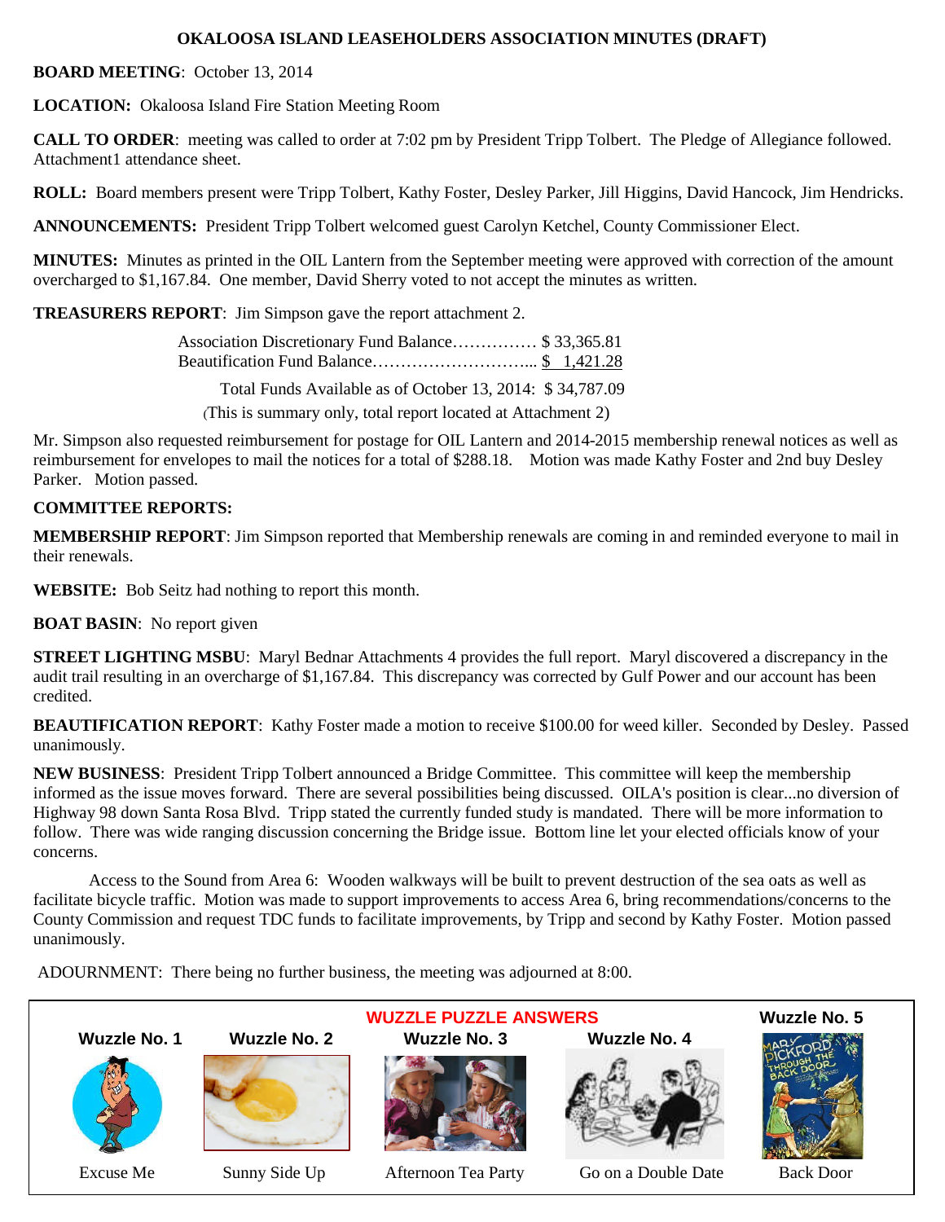# OKALOOSA ISLAND LEASEHOLDERS ASSOCIATION MINUTES (DRAFT)

**BOARD MEETING**: October 13, 2014

**LOCATION:** Okaloosa Island Fire Station Meeting Room

**CALL TO ORDER**: meeting was called to order at 7:02 pm by President Tripp Tolbert. The Pledge of Allegiance followed. Attachment1 attendance sheet.

**ROLL:** Board members present were Tripp Tolbert, Kathy Foster, Desley Parker, Jill Higgins, David Hancock, Jim Hendricks.

**ANNOUNCEMENTS:** President Tripp Tolbert welcomed guest Carolyn Ketchel, County Commissioner Elect.

**MINUTES:** Minutes as printed in the OIL Lantern from the September meeting were approved with correction of the amount overcharged to $1,167.84. One member, David Sherry voted to not accept the minutes as written.

**TREASURERS REPORT**: Jim Simpson gave the report attachment 2.

Association Discretionary Fund Balance…………… $ 33,365.81
Beautification Fund Balance………………………... $ 1,421.28

Total Funds Available as of October 13, 2014: $ 34,787.09

(This is summary only, total report located at Attachment 2)

Mr. Simpson also requested reimbursement for postage for OIL Lantern and 2014-2015 membership renewal notices as well as reimbursement for envelopes to mail the notices for a total of $288.18. Motion was made Kathy Foster and 2nd buy Desley Parker. Motion passed.

**COMMITTEE REPORTS:**

**MEMBERSHIP REPORT**: Jim Simpson reported that Membership renewals are coming in and reminded everyone to mail in their renewals.

**WEBSITE:** Bob Seitz had nothing to report this month.

**BOAT BASIN**: No report given

**STREET LIGHTING MSBU**: Maryl Bednar Attachments 4 provides the full report. Maryl discovered a discrepancy in the audit trail resulting in an overcharge of $1,167.84. This discrepancy was corrected by Gulf Power and our account has been credited.

**BEAUTIFICATION REPORT**: Kathy Foster made a motion to receive $100.00 for weed killer. Seconded by Desley. Passed unanimously.

**NEW BUSINESS**: President Tripp Tolbert announced a Bridge Committee. This committee will keep the membership informed as the issue moves forward. There are several possibilities being discussed. OILA's position is clear...no diversion of Highway 98 down Santa Rosa Blvd. Tripp stated the currently funded study is mandated. There will be more information to follow. There was wide ranging discussion concerning the Bridge issue. Bottom line let your elected officials know of your concerns.

Access to the Sound from Area 6: Wooden walkways will be built to prevent destruction of the sea oats as well as facilitate bicycle traffic. Motion was made to support improvements to access Area 6, bring recommendations/concerns to the County Commission and request TDC funds to facilitate improvements, by Tripp and second by Kathy Foster. Motion passed unanimously.

ADOURNMENT: There being no further business, the meeting was adjourned at 8:00.

## WUZZLE PUZZLE ANSWERS

**Wuzzle No. 1**
Excuse Me

**Wuzzle No. 2**
Sunny Side Up

**Wuzzle No. 3**
Afternoon Tea Party

**Wuzzle No. 4**
Go on a Double Date

**Wuzzle No. 5**
Back Door